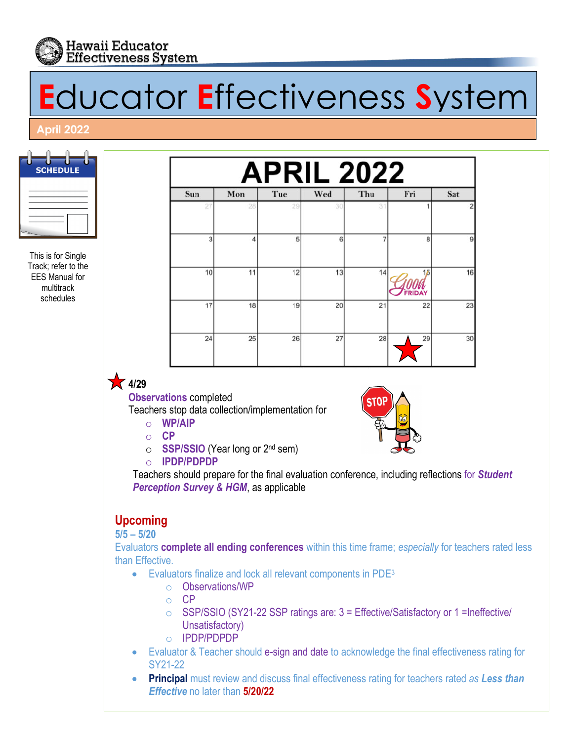Hawaii Educator Effectiveness System

# Educator Effectiveness System

## April 2022

SCHEDULE

This is for Single Track; refer to the EES Manual for multitrack schedules

| APRIL 2022 | | | | | | |
|---|---|---|---|---|---|---|
| Sun | Mon | Tue | Wed | Thu | Fri | Sat |
| 27 | 28 | 29 | 30 | 31 | 1 | 2 |
| 3 | 4 | 5 | 6 | 7 | 8 | 9 |
| 10 | 11 | 12 | 13 | 14 | 15 Good FRIDAY | 16 |
| 17 | 18 | 19 | 20 | 21 | 22 | 23 |
| 24 | 25 | 26 | 27 | 28 | 29 ★ | 30 |

★ **4/29**

**Observations** completed

Teachers stop data collection/implementation for

- **WP/AIP**
- **CP**
- **SSP/SSIO** (Year long or 2nd sem)
- **IPDP/PDPDP**

Teachers should prepare for the final evaluation conference, including reflections for ***Student Perception Survey & HGM***, as applicable

## Upcoming

**5/5 – 5/20**

Evaluators **complete all ending conferences** within this time frame; *especially* for teachers rated less than Effective.

- Evaluators finalize and lock all relevant components in PDE3
  - Observations/WP
  - CP
  - SSP/SSIO (SY21-22 SSP ratings are: 3 = Effective/Satisfactory or 1 =Ineffective/ Unsatisfactory)
  - IPDP/PDPDP
- Evaluator & Teacher should e-sign and date to acknowledge the final effectiveness rating for SY21-22
- **Principal** must review and discuss final effectiveness rating for teachers rated *as* ***Less than Effective*** no later than **5/20/22**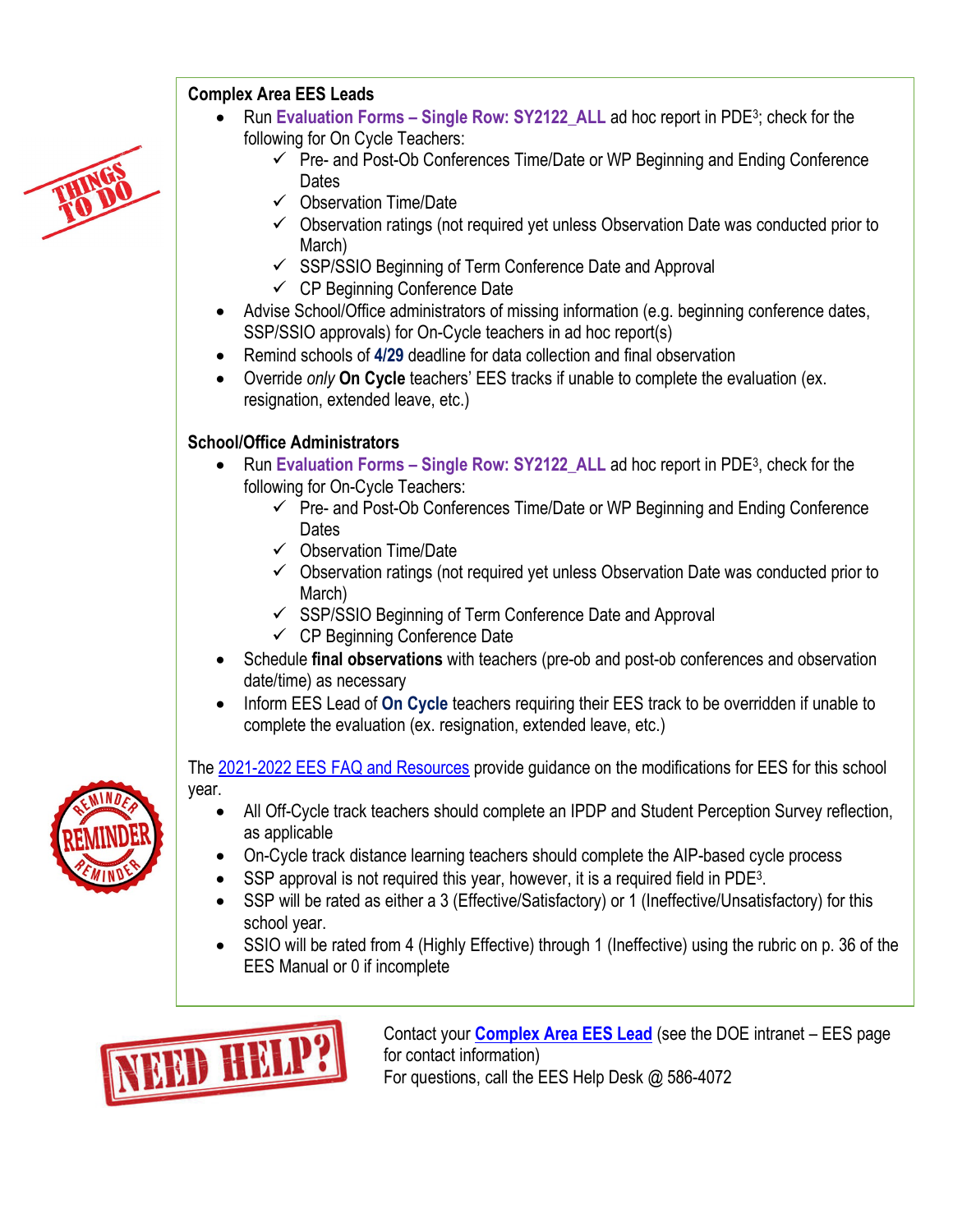**Complex Area EES Leads**

- Run **Evaluation Forms – Single Row: SY2122_ALL** ad hoc report in PDE[3]; check for the following for On Cycle Teachers:
  - ✓ Pre- and Post-Ob Conferences Time/Date or WP Beginning and Ending Conference Dates
  - ✓ Observation Time/Date
  - ✓ Observation ratings (not required yet unless Observation Date was conducted prior to March)
  - ✓ SSP/SSIO Beginning of Term Conference Date and Approval
  - ✓ CP Beginning Conference Date
- Advise School/Office administrators of missing information (e.g. beginning conference dates, SSP/SSIO approvals) for On-Cycle teachers in ad hoc report(s)
- Remind schools of **4/29** deadline for data collection and final observation
- Override *only* **On Cycle** teachers' EES tracks if unable to complete the evaluation (ex. resignation, extended leave, etc.)

**School/Office Administrators**

- Run **Evaluation Forms – Single Row: SY2122_ALL** ad hoc report in PDE[3], check for the following for On-Cycle Teachers:
  - ✓ Pre- and Post-Ob Conferences Time/Date or WP Beginning and Ending Conference Dates
  - ✓ Observation Time/Date
  - ✓ Observation ratings (not required yet unless Observation Date was conducted prior to March)
  - ✓ SSP/SSIO Beginning of Term Conference Date and Approval
  - ✓ CP Beginning Conference Date
- Schedule **final observations** with teachers (pre-ob and post-ob conferences and observation date/time) as necessary
- Inform EES Lead of **On Cycle** teachers requiring their EES track to be overridden if unable to complete the evaluation (ex. resignation, extended leave, etc.)

The 2021-2022 EES FAQ and Resources provide guidance on the modifications for EES for this school year.

- All Off-Cycle track teachers should complete an IPDP and Student Perception Survey reflection, as applicable
- On-Cycle track distance learning teachers should complete the AIP-based cycle process
- SSP approval is not required this year, however, it is a required field in PDE[3].
- SSP will be rated as either a 3 (Effective/Satisfactory) or 1 (Ineffective/Unsatisfactory) for this school year.
- SSIO will be rated from 4 (Highly Effective) through 1 (Ineffective) using the rubric on p. 36 of the EES Manual or 0 if incomplete

Contact your **Complex Area EES Lead** (see the DOE intranet – EES page for contact information)
For questions, call the EES Help Desk @ 586-4072